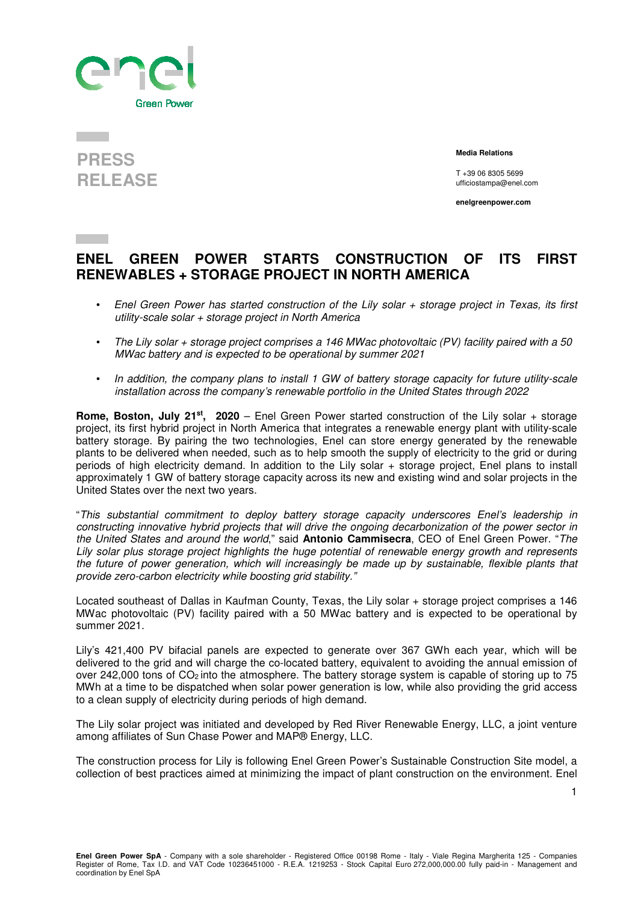PRESS RELEASE

**Media Relations**

T +39 06 8305 5699
ufficiostampa@enel.com

**enelgreenpower.com**

# ENEL GREEN POWER STARTS CONSTRUCTION OF ITS FIRST RENEWABLES + STORAGE PROJECT IN NORTH AMERICA

- *Enel Green Power has started construction of the Lily solar + storage project in Texas, its first utility-scale solar + storage project in North America*
- *The Lily solar + storage project comprises a 146 MWac photovoltaic (PV) facility paired with a 50 MWac battery and is expected to be operational by summer 2021*
- *In addition, the company plans to install 1 GW of battery storage capacity for future utility-scale installation across the company's renewable portfolio in the United States through 2022*

**Rome, Boston, July 21st, 2020** – Enel Green Power started construction of the Lily solar + storage project, its first hybrid project in North America that integrates a renewable energy plant with utility-scale battery storage. By pairing the two technologies, Enel can store energy generated by the renewable plants to be delivered when needed, such as to help smooth the supply of electricity to the grid or during periods of high electricity demand. In addition to the Lily solar + storage project, Enel plans to install approximately 1 GW of battery storage capacity across its new and existing wind and solar projects in the United States over the next two years.

"*This substantial commitment to deploy battery storage capacity underscores Enel's leadership in constructing innovative hybrid projects that will drive the ongoing decarbonization of the power sector in the United States and around the world*," said **Antonio Cammisecra**, CEO of Enel Green Power. "*The Lily solar plus storage project highlights the huge potential of renewable energy growth and represents the future of power generation, which will increasingly be made up by sustainable, flexible plants that provide zero-carbon electricity while boosting grid stability.*"

Located southeast of Dallas in Kaufman County, Texas, the Lily solar + storage project comprises a 146 MWac photovoltaic (PV) facility paired with a 50 MWac battery and is expected to be operational by summer 2021.

Lily's 421,400 PV bifacial panels are expected to generate over 367 GWh each year, which will be delivered to the grid and will charge the co-located battery, equivalent to avoiding the annual emission of over 242,000 tons of $CO_2$ into the atmosphere. The battery storage system is capable of storing up to 75 MWh at a time to be dispatched when solar power generation is low, while also providing the grid access to a clean supply of electricity during periods of high demand.

The Lily solar project was initiated and developed by Red River Renewable Energy, LLC, a joint venture among affiliates of Sun Chase Power and MAP® Energy, LLC.

The construction process for Lily is following Enel Green Power's Sustainable Construction Site model, a collection of best practices aimed at minimizing the impact of plant construction on the environment. Enel

**Enel Green Power SpA** - Company with a sole shareholder - Registered Office 00198 Rome - Italy - Viale Regina Margherita 125 - Companies Register of Rome, Tax I.D. and VAT Code 10236451000 - R.E.A. 1219253 - Stock Capital Euro 272,000,000.00 fully paid-in - Management and coordination by Enel SpA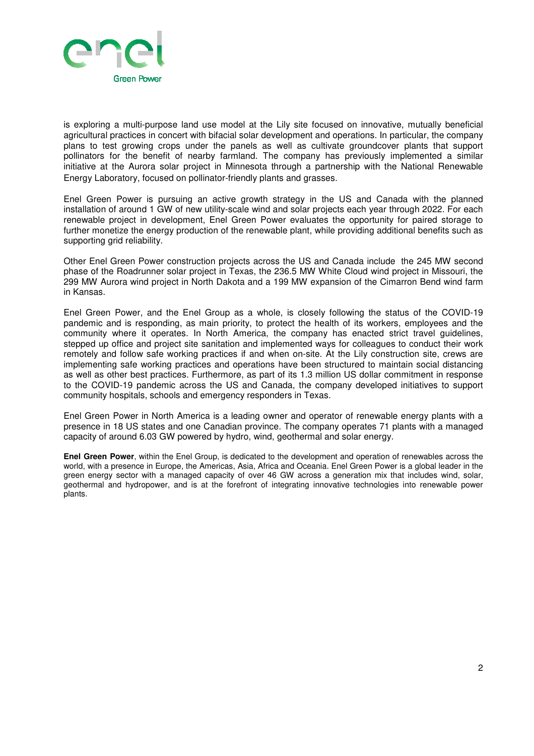is exploring a multi-purpose land use model at the Lily site focused on innovative, mutually beneficial agricultural practices in concert with bifacial solar development and operations. In particular, the company plans to test growing crops under the panels as well as cultivate groundcover plants that support pollinators for the benefit of nearby farmland. The company has previously implemented a similar initiative at the Aurora solar project in Minnesota through a partnership with the National Renewable Energy Laboratory, focused on pollinator-friendly plants and grasses.

Enel Green Power is pursuing an active growth strategy in the US and Canada with the planned installation of around 1 GW of new utility-scale wind and solar projects each year through 2022. For each renewable project in development, Enel Green Power evaluates the opportunity for paired storage to further monetize the energy production of the renewable plant, while providing additional benefits such as supporting grid reliability.

Other Enel Green Power construction projects across the US and Canada include the 245 MW second phase of the Roadrunner solar project in Texas, the 236.5 MW White Cloud wind project in Missouri, the 299 MW Aurora wind project in North Dakota and a 199 MW expansion of the Cimarron Bend wind farm in Kansas.

Enel Green Power, and the Enel Group as a whole, is closely following the status of the COVID-19 pandemic and is responding, as main priority, to protect the health of its workers, employees and the community where it operates. In North America, the company has enacted strict travel guidelines, stepped up office and project site sanitation and implemented ways for colleagues to conduct their work remotely and follow safe working practices if and when on-site. At the Lily construction site, crews are implementing safe working practices and operations have been structured to maintain social distancing as well as other best practices. Furthermore, as part of its 1.3 million US dollar commitment in response to the COVID-19 pandemic across the US and Canada, the company developed initiatives to support community hospitals, schools and emergency responders in Texas.

Enel Green Power in North America is a leading owner and operator of renewable energy plants with a presence in 18 US states and one Canadian province. The company operates 71 plants with a managed capacity of around 6.03 GW powered by hydro, wind, geothermal and solar energy.

**Enel Green Power**, within the Enel Group, is dedicated to the development and operation of renewables across the world, with a presence in Europe, the Americas, Asia, Africa and Oceania. Enel Green Power is a global leader in the green energy sector with a managed capacity of over 46 GW across a generation mix that includes wind, solar, geothermal and hydropower, and is at the forefront of integrating innovative technologies into renewable power plants.